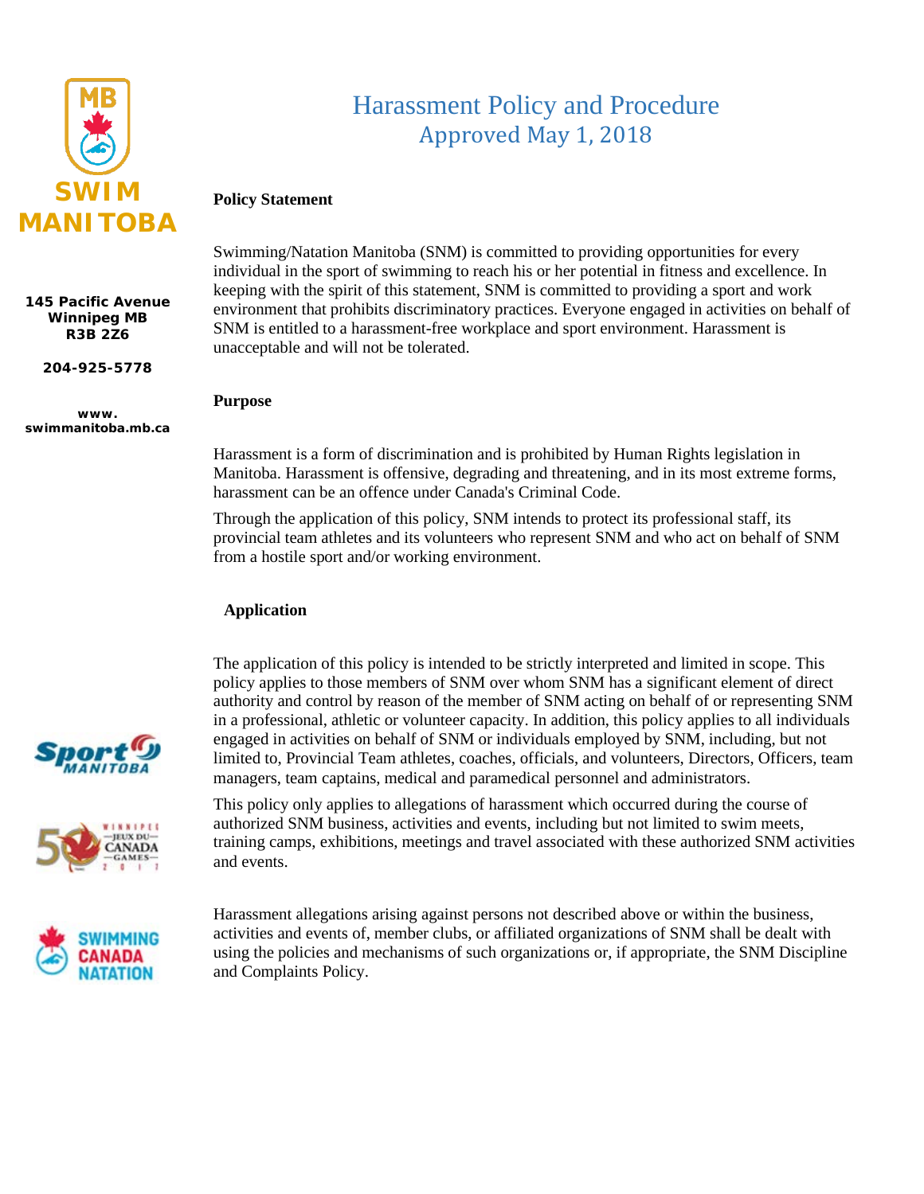# Harassment Policy and Procedure

Approved May 1, 2018

145 Pacific Avenue
Winnipeg MB
R3B 2Z6

204-925-5778

www.swimmanitoba.mb.ca

**Policy Statement**

Swimming/Natation Manitoba (SNM) is committed to providing opportunities for every individual in the sport of swimming to reach his or her potential in fitness and excellence. In keeping with the spirit of this statement, SNM is committed to providing a sport and work environment that prohibits discriminatory practices. Everyone engaged in activities on behalf of SNM is entitled to a harassment-free workplace and sport environment. Harassment is unacceptable and will not be tolerated.

**Purpose**

Harassment is a form of discrimination and is prohibited by Human Rights legislation in Manitoba. Harassment is offensive, degrading and threatening, and in its most extreme forms, harassment can be an offence under Canada's Criminal Code.

Through the application of this policy, SNM intends to protect its professional staff, its provincial team athletes and its volunteers who represent SNM and who act on behalf of SNM from a hostile sport and/or working environment.

**Application**

The application of this policy is intended to be strictly interpreted and limited in scope. This policy applies to those members of SNM over whom SNM has a significant element of direct authority and control by reason of the member of SNM acting on behalf of or representing SNM in a professional, athletic or volunteer capacity. In addition, this policy applies to all individuals engaged in activities on behalf of SNM or individuals employed by SNM, including, but not limited to, Provincial Team athletes, coaches, officials, and volunteers, Directors, Officers, team managers, team captains, medical and paramedical personnel and administrators.

This policy only applies to allegations of harassment which occurred during the course of authorized SNM business, activities and events, including but not limited to swim meets, training camps, exhibitions, meetings and travel associated with these authorized SNM activities and events.

Harassment allegations arising against persons not described above or within the business, activities and events of, member clubs, or affiliated organizations of SNM shall be dealt with using the policies and mechanisms of such organizations or, if appropriate, the SNM Discipline and Complaints Policy.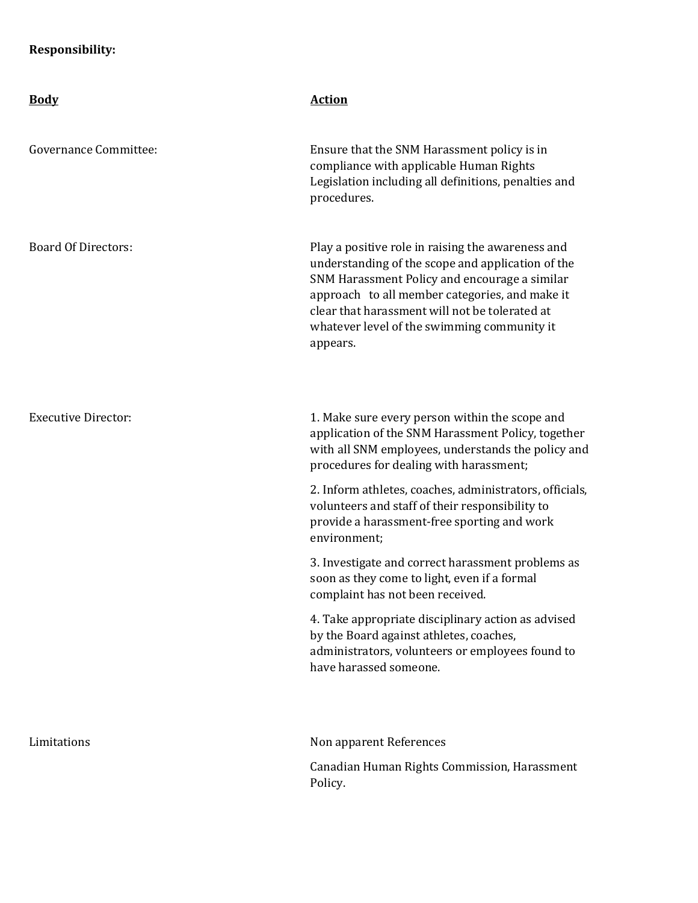**Responsibility:**

| **Body** | **Action** |
|---|---|
| Governance Committee: | Ensure that the SNM Harassment policy is in compliance with applicable Human Rights Legislation including all definitions, penalties and procedures. |
| Board Of Directors: | Play a positive role in raising the awareness and understanding of the scope and application of the SNM Harassment Policy and encourage a similar approach to all member categories, and make it clear that harassment will not be tolerated at whatever level of the swimming community it appears. |
| Executive Director: | 1. Make sure every person within the scope and application of the SNM Harassment Policy, together with all SNM employees, understands the policy and procedures for dealing with harassment;<br><br>2. Inform athletes, coaches, administrators, officials, volunteers and staff of their responsibility to provide a harassment-free sporting and work environment;<br><br>3. Investigate and correct harassment problems as soon as they come to light, even if a formal complaint has not been received.<br><br>4. Take appropriate disciplinary action as advised by the Board against athletes, coaches, administrators, volunteers or employees found to have harassed someone. |
| Limitations | Non apparent References<br><br>Canadian Human Rights Commission, Harassment Policy. |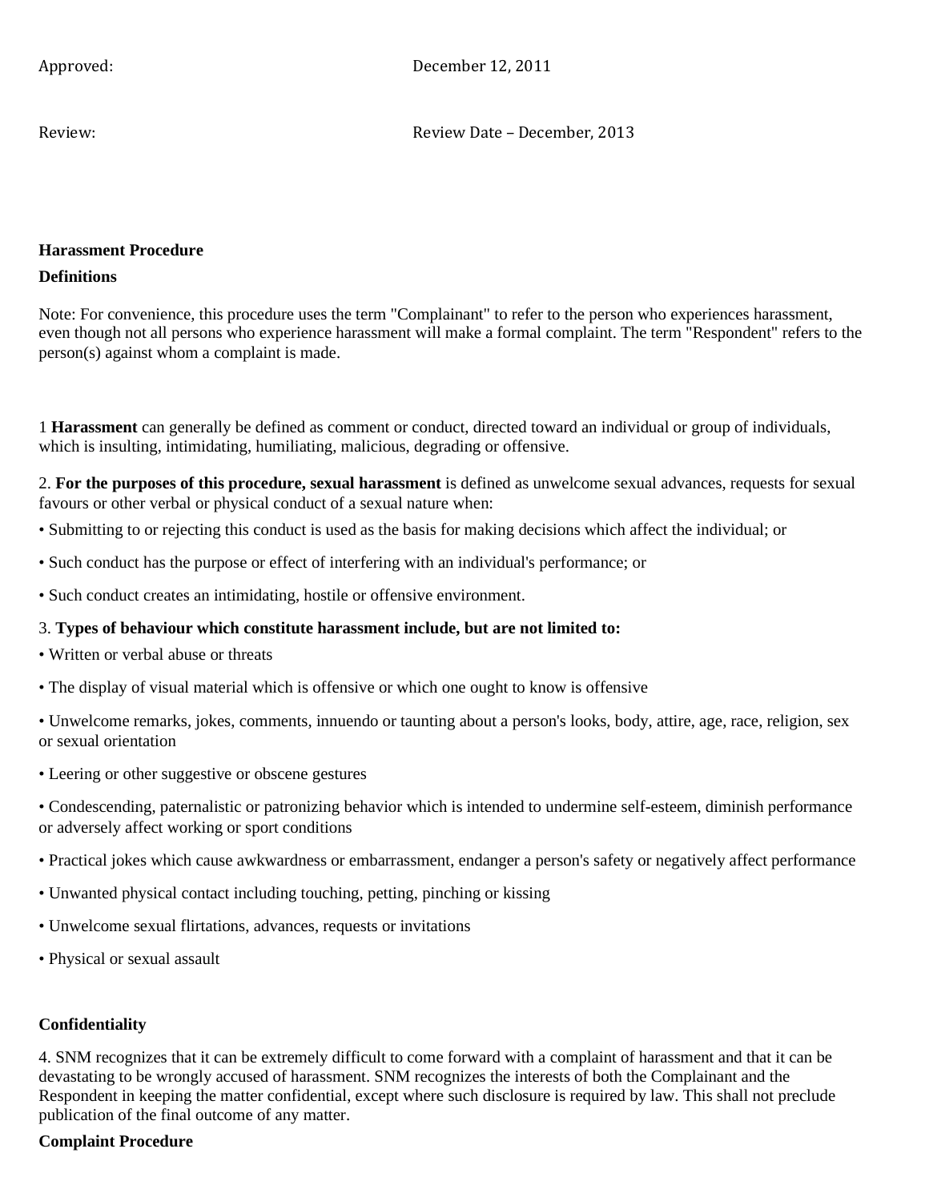Approved: December 12, 2011

Review: Review Date – December, 2013

**Harassment Procedure**

**Definitions**

Note: For convenience, this procedure uses the term "Complainant" to refer to the person who experiences harassment, even though not all persons who experience harassment will make a formal complaint. The term "Respondent" refers to the person(s) against whom a complaint is made.

1 **Harassment** can generally be defined as comment or conduct, directed toward an individual or group of individuals, which is insulting, intimidating, humiliating, malicious, degrading or offensive.

2. **For the purposes of this procedure, sexual harassment** is defined as unwelcome sexual advances, requests for sexual favours or other verbal or physical conduct of a sexual nature when:

- Submitting to or rejecting this conduct is used as the basis for making decisions which affect the individual; or
- Such conduct has the purpose or effect of interfering with an individual's performance; or
- Such conduct creates an intimidating, hostile or offensive environment.

3. **Types of behaviour which constitute harassment include, but are not limited to:**

- Written or verbal abuse or threats
- The display of visual material which is offensive or which one ought to know is offensive
- Unwelcome remarks, jokes, comments, innuendo or taunting about a person's looks, body, attire, age, race, religion, sex or sexual orientation
- Leering or other suggestive or obscene gestures
- Condescending, paternalistic or patronizing behavior which is intended to undermine self-esteem, diminish performance or adversely affect working or sport conditions
- Practical jokes which cause awkwardness or embarrassment, endanger a person's safety or negatively affect performance
- Unwanted physical contact including touching, petting, pinching or kissing
- Unwelcome sexual flirtations, advances, requests or invitations
- Physical or sexual assault

**Confidentiality**

4. SNM recognizes that it can be extremely difficult to come forward with a complaint of harassment and that it can be devastating to be wrongly accused of harassment. SNM recognizes the interests of both the Complainant and the Respondent in keeping the matter confidential, except where such disclosure is required by law. This shall not preclude publication of the final outcome of any matter.

**Complaint Procedure**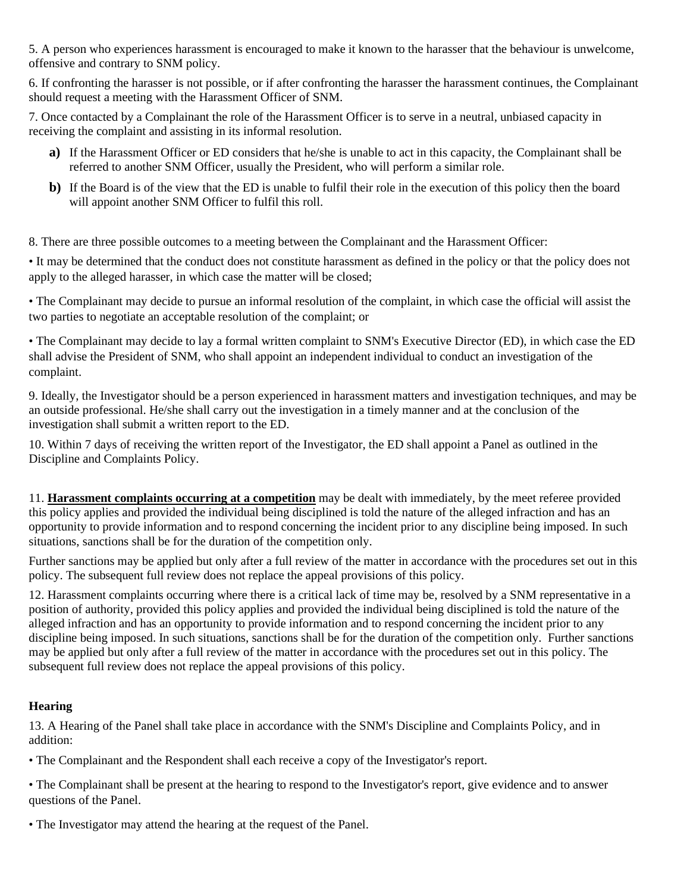5. A person who experiences harassment is encouraged to make it known to the harasser that the behaviour is unwelcome, offensive and contrary to SNM policy.

6. If confronting the harasser is not possible, or if after confronting the harasser the harassment continues, the Complainant should request a meeting with the Harassment Officer of SNM.

7. Once contacted by a Complainant the role of the Harassment Officer is to serve in a neutral, unbiased capacity in receiving the complaint and assisting in its informal resolution.

- **a)** If the Harassment Officer or ED considers that he/she is unable to act in this capacity, the Complainant shall be referred to another SNM Officer, usually the President, who will perform a similar role.
- **b)** If the Board is of the view that the ED is unable to fulfil their role in the execution of this policy then the board will appoint another SNM Officer to fulfil this roll.

8. There are three possible outcomes to a meeting between the Complainant and the Harassment Officer:

• It may be determined that the conduct does not constitute harassment as defined in the policy or that the policy does not apply to the alleged harasser, in which case the matter will be closed;

• The Complainant may decide to pursue an informal resolution of the complaint, in which case the official will assist the two parties to negotiate an acceptable resolution of the complaint; or

• The Complainant may decide to lay a formal written complaint to SNM's Executive Director (ED), in which case the ED shall advise the President of SNM, who shall appoint an independent individual to conduct an investigation of the complaint.

9. Ideally, the Investigator should be a person experienced in harassment matters and investigation techniques, and may be an outside professional. He/she shall carry out the investigation in a timely manner and at the conclusion of the investigation shall submit a written report to the ED.

10. Within 7 days of receiving the written report of the Investigator, the ED shall appoint a Panel as outlined in the Discipline and Complaints Policy.

11. **<u>Harassment complaints occurring at a competition</u>** may be dealt with immediately, by the meet referee provided this policy applies and provided the individual being disciplined is told the nature of the alleged infraction and has an opportunity to provide information and to respond concerning the incident prior to any discipline being imposed. In such situations, sanctions shall be for the duration of the competition only.

Further sanctions may be applied but only after a full review of the matter in accordance with the procedures set out in this policy. The subsequent full review does not replace the appeal provisions of this policy.

12. Harassment complaints occurring where there is a critical lack of time may be, resolved by a SNM representative in a position of authority, provided this policy applies and provided the individual being disciplined is told the nature of the alleged infraction and has an opportunity to provide information and to respond concerning the incident prior to any discipline being imposed. In such situations, sanctions shall be for the duration of the competition only. Further sanctions may be applied but only after a full review of the matter in accordance with the procedures set out in this policy. The subsequent full review does not replace the appeal provisions of this policy.

**Hearing**

13. A Hearing of the Panel shall take place in accordance with the SNM's Discipline and Complaints Policy, and in addition:

• The Complainant and the Respondent shall each receive a copy of the Investigator's report.

• The Complainant shall be present at the hearing to respond to the Investigator's report, give evidence and to answer questions of the Panel.

• The Investigator may attend the hearing at the request of the Panel.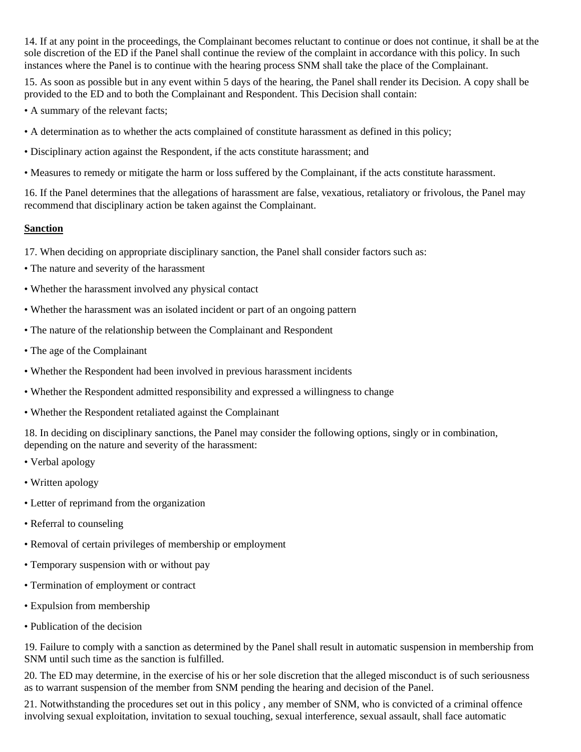14. If at any point in the proceedings, the Complainant becomes reluctant to continue or does not continue, it shall be at the sole discretion of the ED if the Panel shall continue the review of the complaint in accordance with this policy. In such instances where the Panel is to continue with the hearing process SNM shall take the place of the Complainant.

15. As soon as possible but in any event within 5 days of the hearing, the Panel shall render its Decision. A copy shall be provided to the ED and to both the Complainant and Respondent. This Decision shall contain:

- A summary of the relevant facts;
- A determination as to whether the acts complained of constitute harassment as defined in this policy;
- Disciplinary action against the Respondent, if the acts constitute harassment; and
- Measures to remedy or mitigate the harm or loss suffered by the Complainant, if the acts constitute harassment.

16. If the Panel determines that the allegations of harassment are false, vexatious, retaliatory or frivolous, the Panel may recommend that disciplinary action be taken against the Complainant.

**Sanction**

17. When deciding on appropriate disciplinary sanction, the Panel shall consider factors such as:

- The nature and severity of the harassment
- Whether the harassment involved any physical contact
- Whether the harassment was an isolated incident or part of an ongoing pattern
- The nature of the relationship between the Complainant and Respondent
- The age of the Complainant
- Whether the Respondent had been involved in previous harassment incidents
- Whether the Respondent admitted responsibility and expressed a willingness to change
- Whether the Respondent retaliated against the Complainant

18. In deciding on disciplinary sanctions, the Panel may consider the following options, singly or in combination, depending on the nature and severity of the harassment:

- Verbal apology
- Written apology
- Letter of reprimand from the organization
- Referral to counseling
- Removal of certain privileges of membership or employment
- Temporary suspension with or without pay
- Termination of employment or contract
- Expulsion from membership
- Publication of the decision

19. Failure to comply with a sanction as determined by the Panel shall result in automatic suspension in membership from SNM until such time as the sanction is fulfilled.

20. The ED may determine, in the exercise of his or her sole discretion that the alleged misconduct is of such seriousness as to warrant suspension of the member from SNM pending the hearing and decision of the Panel.

21. Notwithstanding the procedures set out in this policy , any member of SNM, who is convicted of a criminal offence involving sexual exploitation, invitation to sexual touching, sexual interference, sexual assault, shall face automatic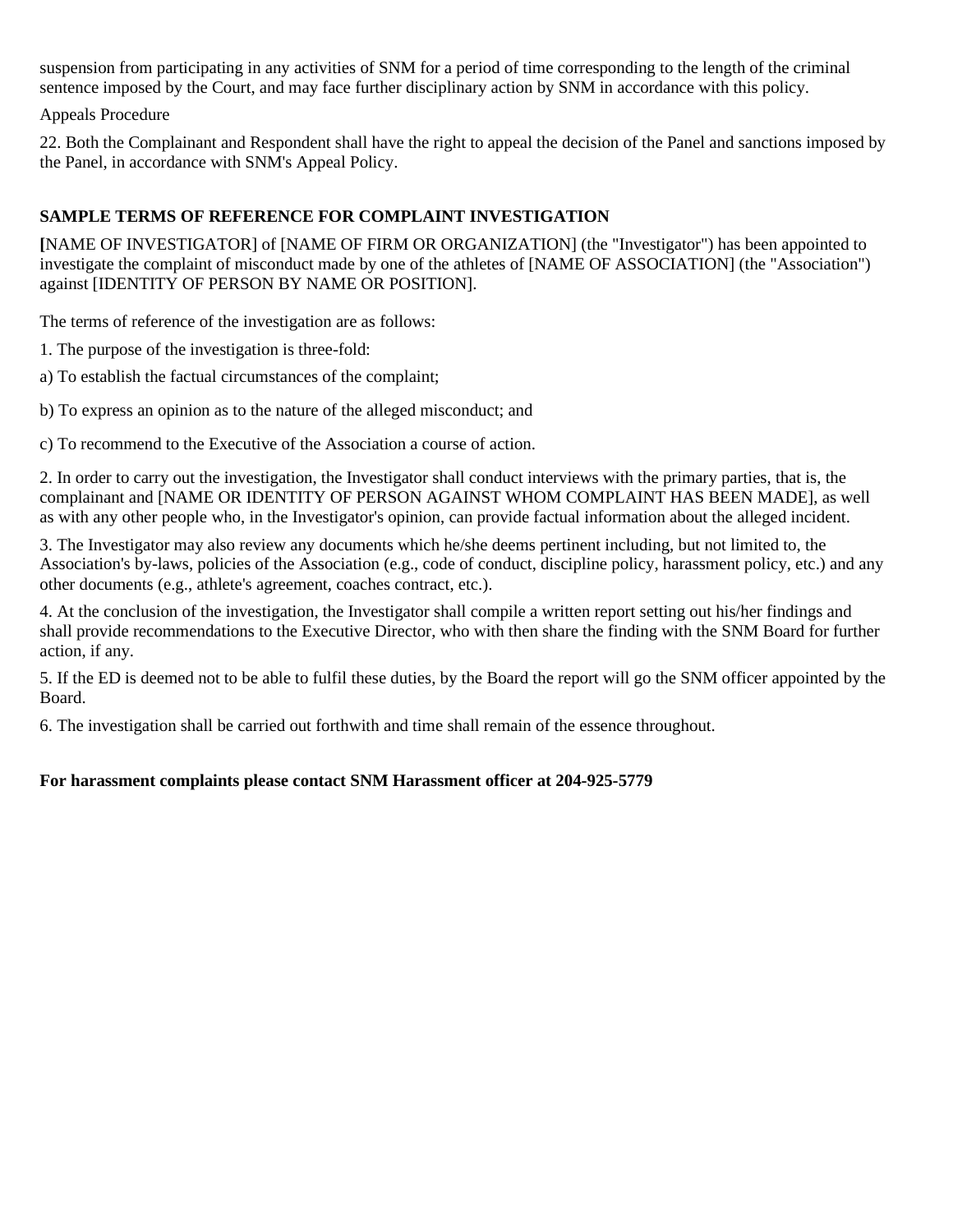suspension from participating in any activities of SNM for a period of time corresponding to the length of the criminal sentence imposed by the Court, and may face further disciplinary action by SNM in accordance with this policy.

Appeals Procedure

22. Both the Complainant and Respondent shall have the right to appeal the decision of the Panel and sanctions imposed by the Panel, in accordance with SNM's Appeal Policy.

**SAMPLE TERMS OF REFERENCE FOR COMPLAINT INVESTIGATION**

**[**NAME OF INVESTIGATOR] of [NAME OF FIRM OR ORGANIZATION] (the "Investigator") has been appointed to investigate the complaint of misconduct made by one of the athletes of [NAME OF ASSOCIATION] (the "Association") against [IDENTITY OF PERSON BY NAME OR POSITION].

The terms of reference of the investigation are as follows:

1. The purpose of the investigation is three-fold:

a) To establish the factual circumstances of the complaint;

b) To express an opinion as to the nature of the alleged misconduct; and

c) To recommend to the Executive of the Association a course of action.

2. In order to carry out the investigation, the Investigator shall conduct interviews with the primary parties, that is, the complainant and [NAME OR IDENTITY OF PERSON AGAINST WHOM COMPLAINT HAS BEEN MADE], as well as with any other people who, in the Investigator's opinion, can provide factual information about the alleged incident.

3. The Investigator may also review any documents which he/she deems pertinent including, but not limited to, the Association's by-laws, policies of the Association (e.g., code of conduct, discipline policy, harassment policy, etc.) and any other documents (e.g., athlete's agreement, coaches contract, etc.).

4. At the conclusion of the investigation, the Investigator shall compile a written report setting out his/her findings and shall provide recommendations to the Executive Director, who with then share the finding with the SNM Board for further action, if any.

5. If the ED is deemed not to be able to fulfil these duties, by the Board the report will go the SNM officer appointed by the Board.

6. The investigation shall be carried out forthwith and time shall remain of the essence throughout.

**For harassment complaints please contact SNM Harassment officer at 204-925-5779**